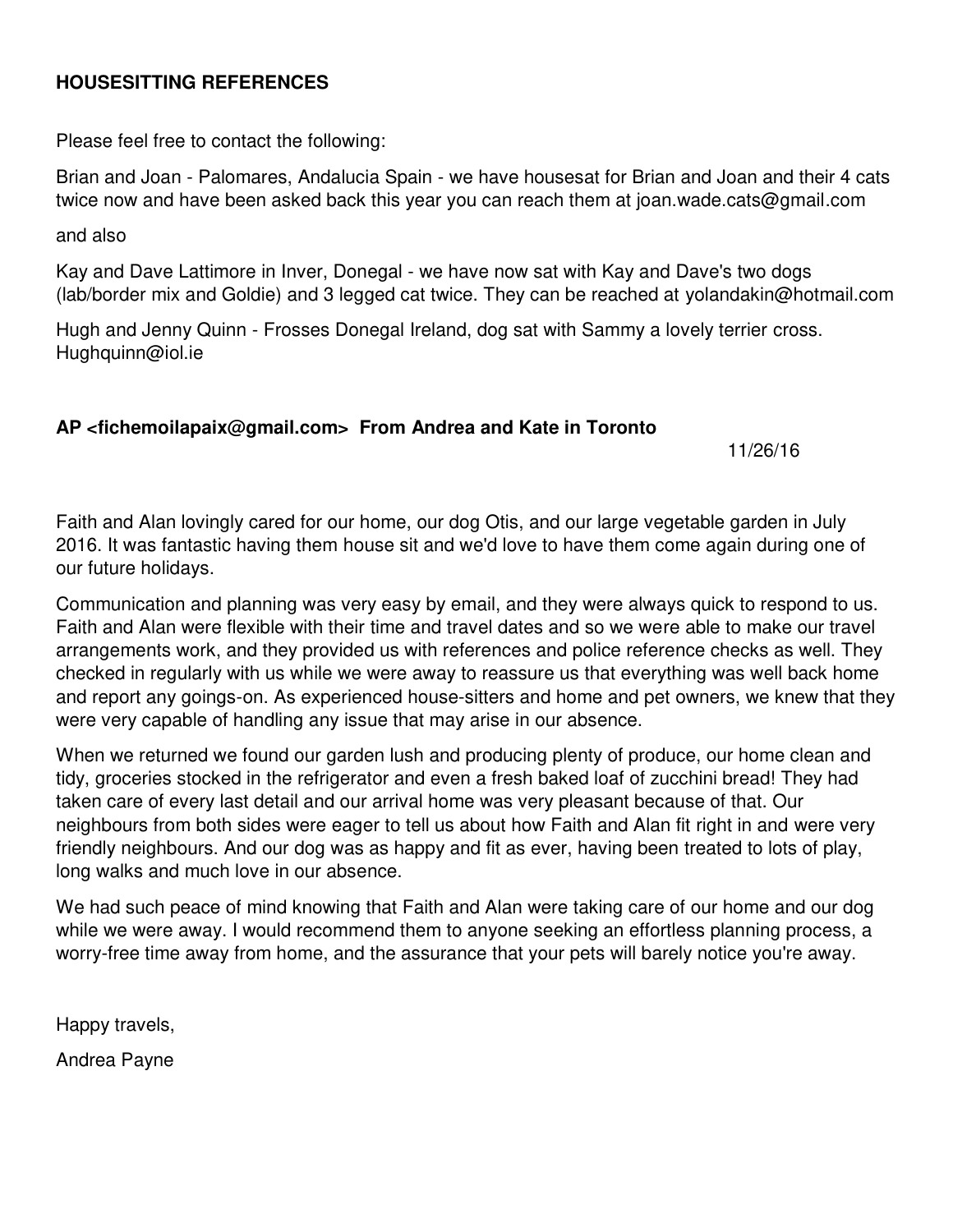**HOUSESITTING REFERENCES**

Please feel free to contact the following:

Brian and Joan - Palomares, Andalucia Spain - we have housesat for Brian and Joan and their 4 cats twice now and have been asked back this year you can reach them at joan.wade.cats@gmail.com

and also

Kay and Dave Lattimore in Inver, Donegal - we have now sat with Kay and Dave's two dogs (lab/border mix and Goldie) and 3 legged cat twice. They can be reached at yolandakin@hotmail.com

Hugh and Jenny Quinn - Frosses Donegal Ireland, dog sat with Sammy a lovely terrier cross. Hughquinn@iol.ie

**AP <fichemoilapaix@gmail.com> From Andrea and Kate in Toronto**

11/26/16

Faith and Alan lovingly cared for our home, our dog Otis, and our large vegetable garden in July 2016. It was fantastic having them house sit and we'd love to have them come again during one of our future holidays.

Communication and planning was very easy by email, and they were always quick to respond to us. Faith and Alan were flexible with their time and travel dates and so we were able to make our travel arrangements work, and they provided us with references and police reference checks as well. They checked in regularly with us while we were away to reassure us that everything was well back home and report any goings-on. As experienced house-sitters and home and pet owners, we knew that they were very capable of handling any issue that may arise in our absence.

When we returned we found our garden lush and producing plenty of produce, our home clean and tidy, groceries stocked in the refrigerator and even a fresh baked loaf of zucchini bread! They had taken care of every last detail and our arrival home was very pleasant because of that. Our neighbours from both sides were eager to tell us about how Faith and Alan fit right in and were very friendly neighbours. And our dog was as happy and fit as ever, having been treated to lots of play, long walks and much love in our absence.

We had such peace of mind knowing that Faith and Alan were taking care of our home and our dog while we were away. I would recommend them to anyone seeking an effortless planning process, a worry-free time away from home, and the assurance that your pets will barely notice you're away.

Happy travels,

Andrea Payne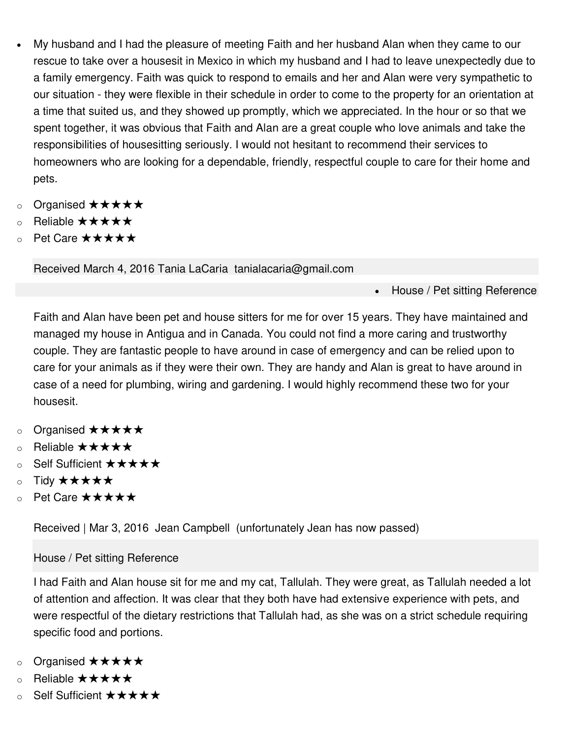- My husband and I had the pleasure of meeting Faith and her husband Alan when they came to our rescue to take over a housesit in Mexico in which my husband and I had to leave unexpectedly due to a family emergency. Faith was quick to respond to emails and her and Alan were very sympathetic to our situation - they were flexible in their schedule in order to come to the property for an orientation at a time that suited us, and they showed up promptly, which we appreciated. In the hour or so that we spent together, it was obvious that Faith and Alan are a great couple who love animals and take the responsibilities of housesitting seriously. I would not hesitant to recommend their services to homeowners who are looking for a dependable, friendly, respectful couple to care for their home and pets.

  - Organised ★★★★★
  - Reliable ★★★★★
  - Pet Care ★★★★★

  Received March 4, 2016 Tania LaCaria tanialacaria@gmail.com

- House / Pet sitting Reference

  Faith and Alan have been pet and house sitters for me for over 15 years. They have maintained and managed my house in Antigua and in Canada. You could not find a more caring and trustworthy couple. They are fantastic people to have around in case of emergency and can be relied upon to care for your animals as if they were their own. They are handy and Alan is great to have around in case of a need for plumbing, wiring and gardening. I would highly recommend these two for your housesit.

  - Organised ★★★★★
  - Reliable ★★★★★
  - Self Sufficient ★★★★★
  - Tidy ★★★★★
  - Pet Care ★★★★★

  Received | Mar 3, 2016 Jean Campbell (unfortunately Jean has now passed)

  House / Pet sitting Reference

  I had Faith and Alan house sit for me and my cat, Tallulah. They were great, as Tallulah needed a lot of attention and affection. It was clear that they both have had extensive experience with pets, and were respectful of the dietary restrictions that Tallulah had, as she was on a strict schedule requiring specific food and portions.

  - Organised ★★★★★
  - Reliable ★★★★★
  - Self Sufficient ★★★★★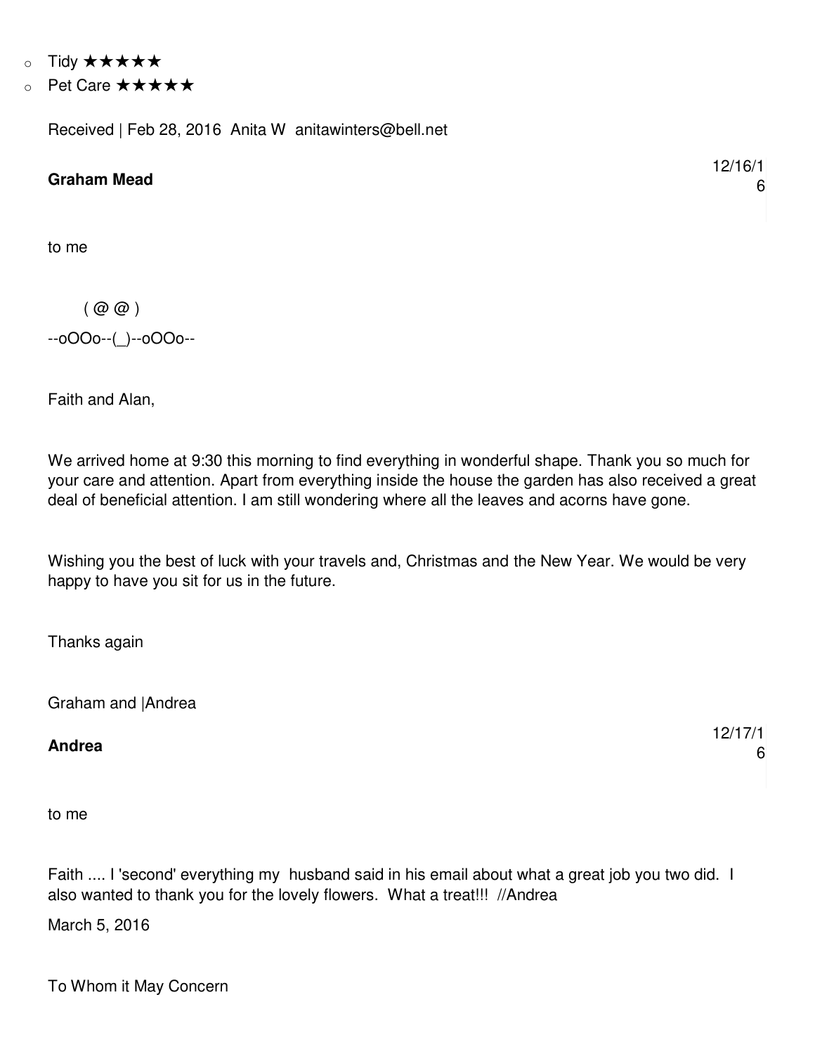- Tidy ★★★★★
- Pet Care ★★★★★

Received | Feb 28, 2016  Anita W  anitawinters@bell.net

**Graham Mead** 12/16/16

to me

```
       ( @ @ )
--oOOo--(_)--oOOo--
```

Faith and Alan,

We arrived home at 9:30 this morning to find everything in wonderful shape. Thank you so much for your care and attention. Apart from everything inside the house the garden has also received a great deal of beneficial attention. I am still wondering where all the leaves and acorns have gone.

Wishing you the best of luck with your travels and, Christmas and the New Year. We would be very happy to have you sit for us in the future.

Thanks again

Graham and |Andrea

**Andrea** 12/17/16

to me

Faith .... I 'second' everything my husband said in his email about what a great job you two did. I also wanted to thank you for the lovely flowers. What a treat!!! //Andrea

March 5, 2016

To Whom it May Concern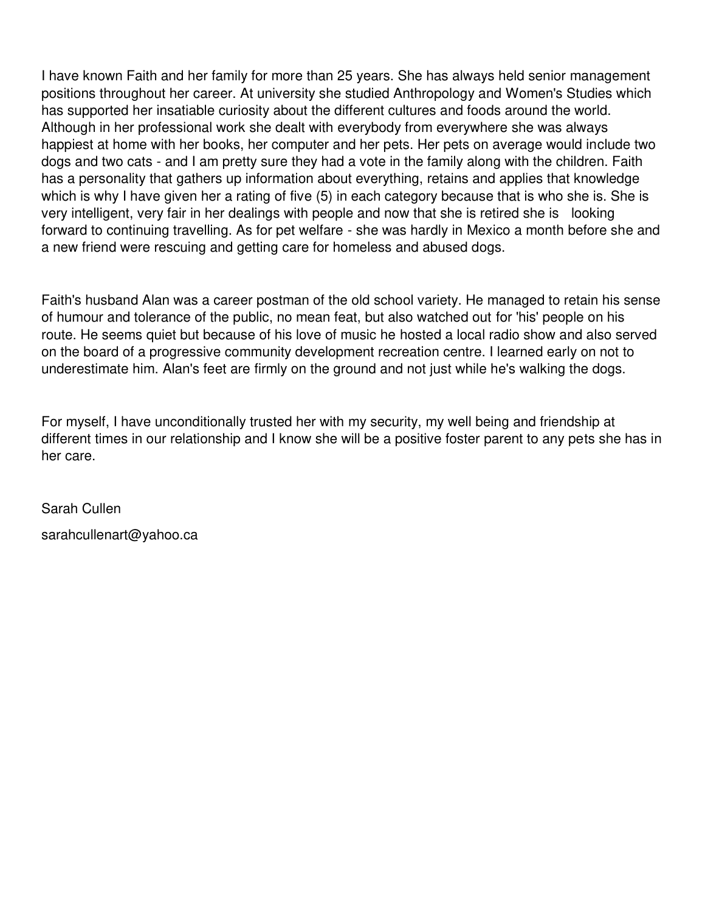I have known Faith and her family for more than 25 years. She has always held senior management positions throughout her career. At university she studied Anthropology and Women's Studies which has supported her insatiable curiosity about the different cultures and foods around the world. Although in her professional work she dealt with everybody from everywhere she was always happiest at home with her books, her computer and her pets. Her pets on average would include two dogs and two cats - and I am pretty sure they had a vote in the family along with the children. Faith has a personality that gathers up information about everything, retains and applies that knowledge which is why I have given her a rating of five (5) in each category because that is who she is. She is very intelligent, very fair in her dealings with people and now that she is retired she is looking forward to continuing travelling. As for pet welfare - she was hardly in Mexico a month before she and a new friend were rescuing and getting care for homeless and abused dogs.

Faith's husband Alan was a career postman of the old school variety. He managed to retain his sense of humour and tolerance of the public, no mean feat, but also watched out for 'his' people on his route. He seems quiet but because of his love of music he hosted a local radio show and also served on the board of a progressive community development recreation centre. I learned early on not to underestimate him. Alan's feet are firmly on the ground and not just while he's walking the dogs.

For myself, I have unconditionally trusted her with my security, my well being and friendship at different times in our relationship and I know she will be a positive foster parent to any pets she has in her care.

Sarah Cullen

sarahcullenart@yahoo.ca